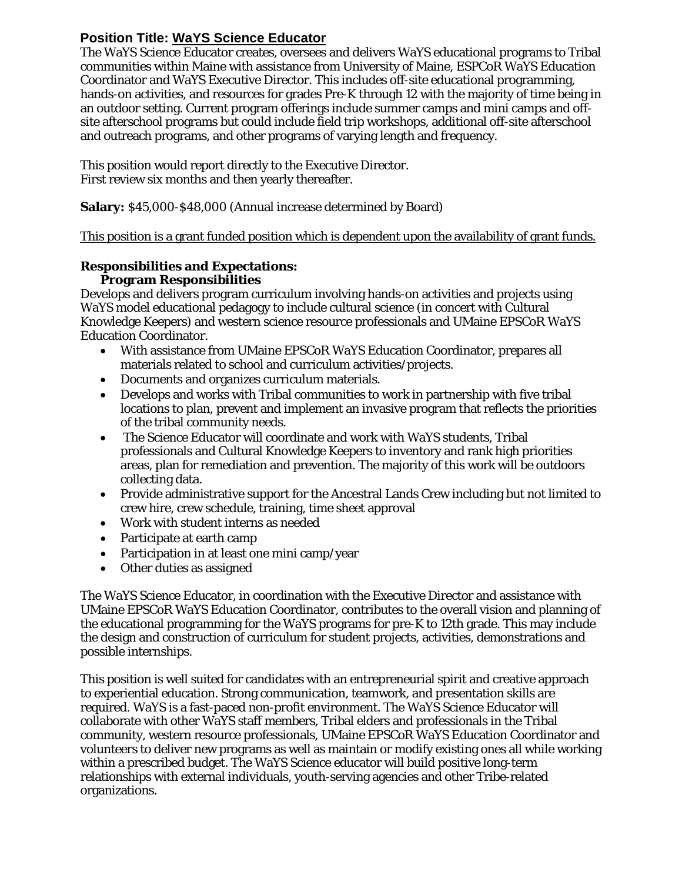## Position Title: WaYS Science Educator

The WaYS Science Educator creates, oversees and delivers WaYS educational programs to Tribal communities within Maine with assistance from University of Maine, ESPCoR WaYS Education Coordinator and WaYS Executive Director. This includes off-site educational programming, hands-on activities, and resources for grades Pre-K through 12 with the majority of time being in an outdoor setting. Current program offerings include summer camps and mini camps and off-site afterschool programs but could include field trip workshops, additional off-site afterschool and outreach programs, and other programs of varying length and frequency.

This position would report directly to the Executive Director.
First review six months and then yearly thereafter.

**Salary:** $45,000-$48,000 (Annual increase determined by Board)

This position is a grant funded position which is dependent upon the availability of grant funds.

**Responsibilities and Expectations:**

**Program Responsibilities**

Develops and delivers program curriculum involving hands-on activities and projects using WaYS model educational pedagogy to include cultural science (in concert with Cultural Knowledge Keepers) and western science resource professionals and UMaine EPSCoR WaYS Education Coordinator.

- With assistance from UMaine EPSCoR WaYS Education Coordinator, prepares all materials related to school and curriculum activities/projects.
- Documents and organizes curriculum materials.
- Develops and works with Tribal communities to work in partnership with five tribal locations to plan, prevent and implement an invasive program that reflects the priorities of the tribal community needs.
- The Science Educator will coordinate and work with WaYS students, Tribal professionals and Cultural Knowledge Keepers to inventory and rank high priorities areas, plan for remediation and prevention. The majority of this work will be outdoors collecting data.
- Provide administrative support for the Ancestral Lands Crew including but not limited to crew hire, crew schedule, training, time sheet approval
- Work with student interns as needed
- Participate at earth camp
- Participation in at least one mini camp/year
- Other duties as assigned

The WaYS Science Educator, in coordination with the Executive Director and assistance with UMaine EPSCoR WaYS Education Coordinator, contributes to the overall vision and planning of the educational programming for the WaYS programs for pre-K to 12th grade. This may include the design and construction of curriculum for student projects, activities, demonstrations and possible internships.

This position is well suited for candidates with an entrepreneurial spirit and creative approach to experiential education. Strong communication, teamwork, and presentation skills are required. WaYS is a fast-paced non-profit environment. The WaYS Science Educator will collaborate with other WaYS staff members, Tribal elders and professionals in the Tribal community, western resource professionals, UMaine EPSCoR WaYS Education Coordinator and volunteers to deliver new programs as well as maintain or modify existing ones all while working within a prescribed budget. The WaYS Science educator will build positive long-term relationships with external individuals, youth-serving agencies and other Tribe-related organizations.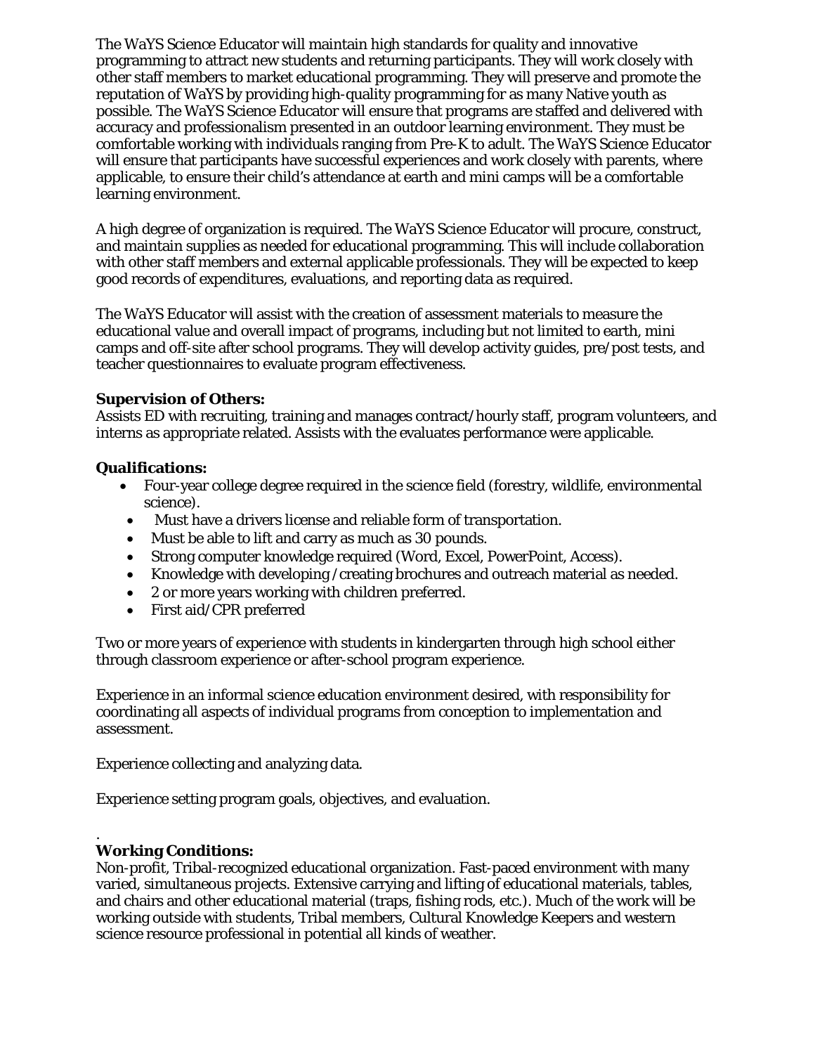The WaYS Science Educator will maintain high standards for quality and innovative programming to attract new students and returning participants. They will work closely with other staff members to market educational programming. They will preserve and promote the reputation of WaYS by providing high-quality programming for as many Native youth as possible. The WaYS Science Educator will ensure that programs are staffed and delivered with accuracy and professionalism presented in an outdoor learning environment. They must be comfortable working with individuals ranging from Pre-K to adult. The WaYS Science Educator will ensure that participants have successful experiences and work closely with parents, where applicable, to ensure their child's attendance at earth and mini camps will be a comfortable learning environment.

A high degree of organization is required. The WaYS Science Educator will procure, construct, and maintain supplies as needed for educational programming. This will include collaboration with other staff members and external applicable professionals. They will be expected to keep good records of expenditures, evaluations, and reporting data as required.

The WaYS Educator will assist with the creation of assessment materials to measure the educational value and overall impact of programs, including but not limited to earth, mini camps and off-site after school programs. They will develop activity guides, pre/post tests, and teacher questionnaires to evaluate program effectiveness.

**Supervision of Others:**
Assists ED with recruiting, training and manages contract/hourly staff, program volunteers, and interns as appropriate related. Assists with the evaluates performance were applicable.

**Qualifications:**

- Four-year college degree required in the science field (forestry, wildlife, environmental science).
- Must have a drivers license and reliable form of transportation.
- Must be able to lift and carry as much as 30 pounds.
- Strong computer knowledge required (Word, Excel, PowerPoint, Access).
- Knowledge with developing /creating brochures and outreach material as needed.
- 2 or more years working with children preferred.
- First aid/CPR preferred

Two or more years of experience with students in kindergarten through high school either through classroom experience or after-school program experience.

Experience in an informal science education environment desired, with responsibility for coordinating all aspects of individual programs from conception to implementation and assessment.

Experience collecting and analyzing data.

Experience setting program goals, objectives, and evaluation.

.
**Working Conditions:**
Non-profit, Tribal-recognized educational organization. Fast-paced environment with many varied, simultaneous projects. Extensive carrying and lifting of educational materials, tables, and chairs and other educational material (traps, fishing rods, etc.). Much of the work will be working outside with students, Tribal members, Cultural Knowledge Keepers and western science resource professional in potential all kinds of weather.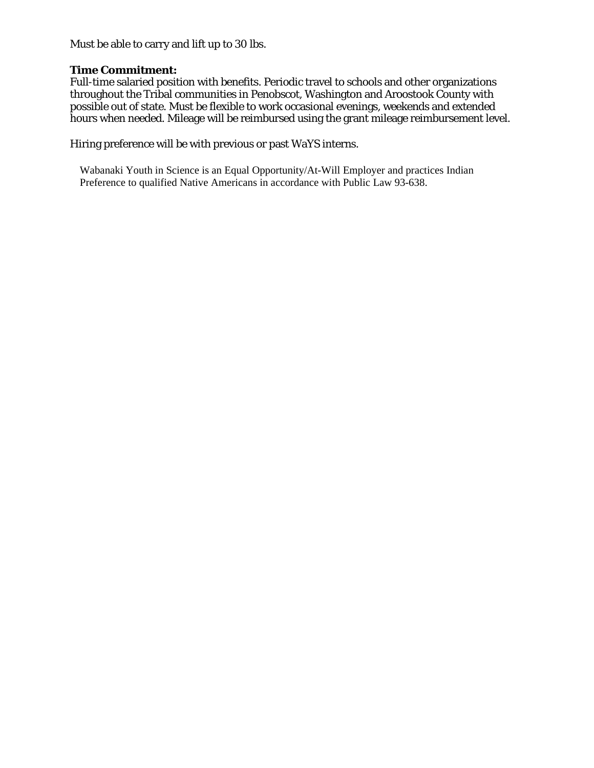Must be able to carry and lift up to 30 lbs.

**Time Commitment:**
Full-time salaried position with benefits. Periodic travel to schools and other organizations throughout the Tribal communities in Penobscot, Washington and Aroostook County with possible out of state. Must be flexible to work occasional evenings, weekends and extended hours when needed. Mileage will be reimbursed using the grant mileage reimbursement level.

Hiring preference will be with previous or past WaYS interns.

Wabanaki Youth in Science is an Equal Opportunity/At-Will Employer and practices Indian Preference to qualified Native Americans in accordance with Public Law 93-638.